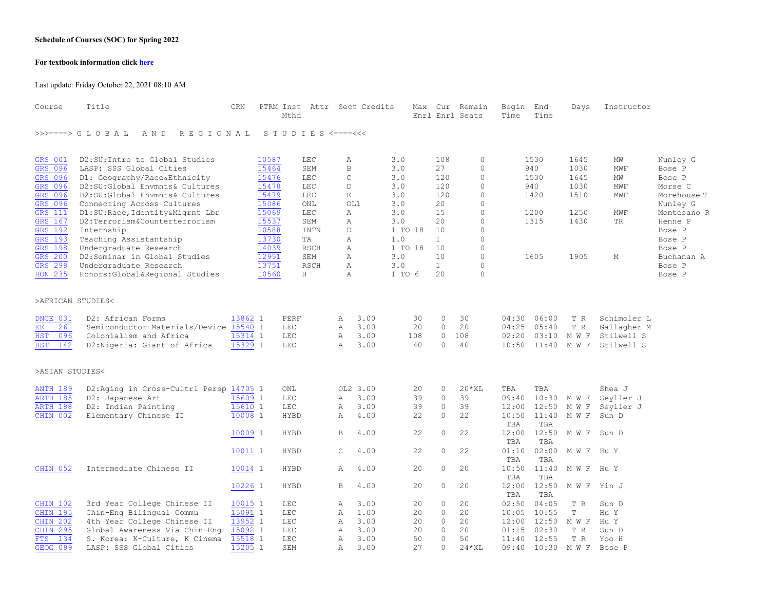**Schedule of Courses (SOC) for Spring 2022**

**For textbook information click here**

Last update: Friday October 22, 2021 08:10 AM

| Course | Title | CRN | PTRM | Inst Mthd | Attr | Sect | Credits | Max Enrl | Cur Enrl | Remain Seats | Begin Time | End Time | Days | Instructor |
|---|---|---|---|---|---|---|---|---|---|---|---|---|---|---|
| >>>====> G L O B A L A N D R E G I O N A L S T U D I E S <====<<< | | | | | | | | | | | | | | |
| GRS 001 | D2:SU:Intro to Global Studies | 10587 | | LEC | | A | 3.0 | 108 | 0 | | 1530 | 1645 | MW | Nunley G |
| GRS 096 | LASP: SSS Global Cities | 15464 | | SEM | | B | 3.0 | 27 | 0 | | 940 | 1030 | MWF | Bose P |
| GRS 096 | D1: Geography/Race&Ethnicity | 15476 | | LEC | | C | 3.0 | 120 | 0 | | 1530 | 1645 | MW | Bose P |
| GRS 096 | D2:SU:Global Envmnts& Cultures | 15478 | | LEC | | D | 3.0 | 120 | 0 | | 940 | 1030 | MWF | Morse C |
| GRS 096 | D2:SU:Global Envmnts& Cultures | 15479 | | LEC | | E | 3.0 | 120 | 0 | | 1420 | 1510 | MWF | Morehouse T |
| GRS 096 | Connecting Across Cultures | 15086 | | ONL | | OL1 | 3.0 | 20 | 0 | | | | | Nunley G |
| GRS 111 | D1:SU:Race,Identity&Migrnt Lbr | 15069 | | LEC | | A | 3.0 | 15 | 0 | | 1200 | 1250 | MWF | Montesano R |
| GRS 167 | D2:Terrorism&Counterterrorism | 15537 | | SEM | | A | 3.0 | 20 | 0 | | 1315 | 1430 | TR | Henne P |
| GRS 192 | Internship | 10588 | | INTN | | D | 1 TO 18 | 10 | 0 | | | | | Bose P |
| GRS 193 | Teaching Assistantship | 13730 | | TA | | A | 1.0 | 1 | 0 | | | | | Bose P |
| GRS 198 | Undergraduate Research | 14039 | | RSCH | | A | 1 TO 18 | 10 | 0 | | | | | Bose P |
| GRS 200 | D2:Seminar in Global Studies | 12951 | | SEM | | A | 3.0 | 10 | 0 | | 1605 | 1905 | M | Buchanan A |
| GRS 298 | Undergraduate Research | 13751 | | RSCH | | A | 3.0 | 1 | 0 | | | | | Bose P |
| HON 235 | Honors:Global&Regional Studies | 10560 | | H | | A | 1 TO 6 | 20 | 0 | | | | | Bose P |
| >AFRICAN STUDIES< | | | | | | | | | | | | | | |
| DNCE 031 | D2: African Forms | 13862 | 1 | PERF | | A | 3.00 | 30 | 0 | 30 | 04:30 | 06:00 | T R | Schimoler L |
| EE 261 | Semiconductor Materials/Device | 15540 | 1 | LEC | | A | 3.00 | 20 | 0 | 20 | 04:25 | 05:40 | T R | Gallagher M |
| HST 096 | Colonialism and Africa | 15314 | 1 | LEC | | A | 3.00 | 108 | 0 | 108 | 02:20 | 03:10 | M W F | Stilwell S |
| HST 142 | D2:Nigeria: Giant of Africa | 15329 | 1 | LEC | | A | 3.00 | 40 | 0 | 40 | 10:50 | 11:40 | M W F | Stilwell S |
| >ASIAN STUDIES< | | | | | | | | | | | | | | |
| ANTH 189 | D2:Aging in Cross-Cultrl Persp | 14705 | 1 | ONL | | OL2 | 3.00 | 20 | 0 | 20*XL | TBA | TBA | | Shea J |
| ARTH 185 | D2: Japanese Art | 15609 | 1 | LEC | | A | 3.00 | 39 | 0 | 39 | 09:40 | 10:30 | M W F | Seyller J |
| ARTH 188 | D2: Indian Painting | 15610 | 1 | LEC | | A | 3.00 | 39 | 0 | 39 | 12:00 | 12:50 | M W F | Seyller J |
| CHIN 002 | Elementary Chinese II | 10008 | 1 | HYBD | | A | 4.00 | 22 | 0 | 22 | 10:50 | 11:40 | M W F | Sun D |
| | | | | | | | | | | | TBA | TBA | | |
| | | 10009 | 1 | HYBD | | B | 4.00 | 22 | 0 | 22 | 12:00 | 12:50 | M W F | Sun D |
| | | | | | | | | | | | TBA | TBA | | |
| | | 10011 | 1 | HYBD | | C | 4.00 | 22 | 0 | 22 | 01:10 | 02:00 | M W F | Hu Y |
| | | | | | | | | | | | TBA | TBA | | |
| CHIN 052 | Intermediate Chinese II | 10014 | 1 | HYBD | | A | 4.00 | 20 | 0 | 20 | 10:50 | 11:40 | M W F | Hu Y |
| | | | | | | | | | | | TBA | TBA | | |
| | | 10226 | 1 | HYBD | | B | 4.00 | 20 | 0 | 20 | 12:00 | 12:50 | M W F | Yin J |
| | | | | | | | | | | | TBA | TBA | | |
| CHIN 102 | 3rd Year College Chinese II | 10015 | 1 | LEC | | A | 3.00 | 20 | 0 | 20 | 02:50 | 04:05 | T R | Sun D |
| CHIN 195 | Chin-Eng Bilingual Commu | 15091 | 1 | LEC | | A | 1.00 | 20 | 0 | 20 | 10:05 | 10:55 | T | Hu Y |
| CHIN 202 | 4th Year College Chinese II | 13952 | 1 | LEC | | A | 3.00 | 20 | 0 | 20 | 12:00 | 12:50 | M W F | Hu Y |
| CHIN 295 | Global Awareness Via Chin-Eng | 15092 | 1 | LEC | | A | 3.00 | 20 | 0 | 20 | 01:15 | 02:30 | T R | Sun D |
| FTS 134 | S. Korea: K-Culture, K Cinema | 15518 | 1 | LEC | | A | 3.00 | 50 | 0 | 50 | 11:40 | 12:55 | T R | Yoo H |
| GEOG 099 | LASP: SSS Global Cities | 15205 | 1 | SEM | | A | 3.00 | 27 | 0 | 24*XL | 09:40 | 10:30 | M W F | Bose P |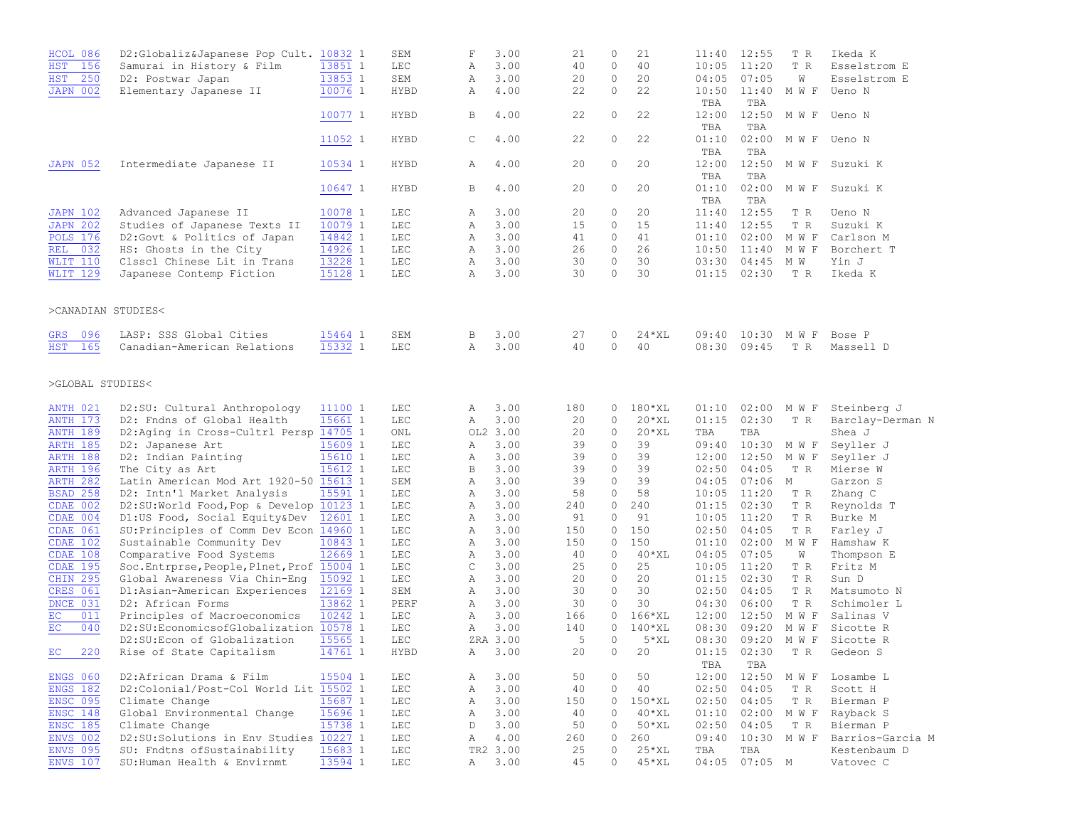| Course | Title | CRN | Type | Sec | Credits | Max | Enrl | Avail | Start | End | Days | Instructor |
|---|---|---|---|---|---|---|---|---|---|---|---|---|
| HCOL 086 | D2:Globaliz&Japanese Pop Cult. | 10832 1 | SEM | F | 3.00 | 21 | 0 | 21 | 11:40 | 12:55 | T R | Ikeda K |
| HST 156 | Samurai in History & Film | 13851 1 | LEC | A | 3.00 | 40 | 0 | 40 | 10:05 | 11:20 | T R | Esselstrom E |
| HST 250 | D2: Postwar Japan | 13853 1 | SEM | A | 3.00 | 20 | 0 | 20 | 04:05 | 07:05 | W | Esselstrom E |
| JAPN 002 | Elementary Japanese II | 10076 1 | HYBD | A | 4.00 | 22 | 0 | 22 | 10:50 / TBA | 11:40 / TBA | M W F | Ueno N |
| | | 10077 1 | HYBD | B | 4.00 | 22 | 0 | 22 | 12:00 / TBA | 12:50 / TBA | M W F | Ueno N |
| | | 11052 1 | HYBD | C | 4.00 | 22 | 0 | 22 | 01:10 / TBA | 02:00 / TBA | M W F | Ueno N |
| JAPN 052 | Intermediate Japanese II | 10534 1 | HYBD | A | 4.00 | 20 | 0 | 20 | 12:00 / TBA | 12:50 / TBA | M W F | Suzuki K |
| | | 10647 1 | HYBD | B | 4.00 | 20 | 0 | 20 | 01:10 / TBA | 02:00 / TBA | M W F | Suzuki K |
| JAPN 102 | Advanced Japanese II | 10078 1 | LEC | A | 3.00 | 20 | 0 | 20 | 11:40 | 12:55 | T R | Ueno N |
| JAPN 202 | Studies of Japanese Texts II | 10079 1 | LEC | A | 3.00 | 15 | 0 | 15 | 11:40 | 12:55 | T R | Suzuki K |
| POLS 176 | D2:Govt & Politics of Japan | 14842 1 | LEC | A | 3.00 | 41 | 0 | 41 | 01:10 | 02:00 | M W F | Carlson M |
| REL 032 | HS: Ghosts in the City | 14926 1 | LEC | A | 3.00 | 26 | 0 | 26 | 10:50 | 11:40 | M W F | Borchert T |
| WLIT 110 | Clsscl Chinese Lit in Trans | 13228 1 | LEC | A | 3.00 | 30 | 0 | 30 | 03:30 | 04:45 | M W | Yin J |
| WLIT 129 | Japanese Contemp Fiction | 15128 1 | LEC | A | 3.00 | 30 | 0 | 30 | 01:15 | 02:30 | T R | Ikeda K |

>CANADIAN STUDIES<

| Course | Title | CRN | Type | Sec | Credits | Max | Enrl | Avail | Start | End | Days | Instructor |
|---|---|---|---|---|---|---|---|---|---|---|---|---|
| GRS 096 | LASP: SSS Global Cities | 15464 1 | SEM | B | 3.00 | 27 | 0 | 24*XL | 09:40 | 10:30 | M W F | Bose P |
| HST 165 | Canadian-American Relations | 15332 1 | LEC | A | 3.00 | 40 | 0 | 40 | 08:30 | 09:45 | T R | Massell D |

>GLOBAL STUDIES<

| Course | Title | CRN | Type | Sec | Credits | Max | Enrl | Avail | Start | End | Days | Instructor |
|---|---|---|---|---|---|---|---|---|---|---|---|---|
| ANTH 021 | D2:SU: Cultural Anthropology | 11100 1 | LEC | A | 3.00 | 180 | 0 | 180*XL | 01:10 | 02:00 | M W F | Steinberg J |
| ANTH 173 | D2: Fndns of Global Health | 15661 1 | LEC | A | 3.00 | 20 | 0 | 20*XL | 01:15 | 02:30 | T R | Barclay-Derman N |
| ANTH 189 | D2:Aging in Cross-Cultrl Persp | 14705 1 | ONL | OL2 | 3.00 | 20 | 0 | 20*XL | TBA | TBA | | Shea J |
| ARTH 185 | D2: Japanese Art | 15609 1 | LEC | A | 3.00 | 39 | 0 | 39 | 09:40 | 10:30 | M W F | Seyller J |
| ARTH 188 | D2: Indian Painting | 15610 1 | LEC | A | 3.00 | 39 | 0 | 39 | 12:00 | 12:50 | M W F | Seyller J |
| ARTH 196 | The City as Art | 15612 1 | LEC | B | 3.00 | 39 | 0 | 39 | 02:50 | 04:05 | T R | Mierse W |
| ARTH 282 | Latin American Mod Art 1920-50 | 15613 1 | SEM | A | 3.00 | 39 | 0 | 39 | 04:05 | 07:06 | M | Garzon S |
| BSAD 258 | D2: Intn'l Market Analysis | 15591 1 | LEC | A | 3.00 | 58 | 0 | 58 | 10:05 | 11:20 | T R | Zhang C |
| CDAE 002 | D2:SU:World Food,Pop & Develop | 10123 1 | LEC | A | 3.00 | 240 | 0 | 240 | 01:15 | 02:30 | T R | Reynolds T |
| CDAE 004 | D1:US Food, Social Equity&Dev | 12601 1 | LEC | A | 3.00 | 91 | 0 | 91 | 10:05 | 11:20 | T R | Burke M |
| CDAE 061 | SU:Principles of Comm Dev Econ | 14960 1 | LEC | A | 3.00 | 150 | 0 | 150 | 02:50 | 04:05 | T R | Farley J |
| CDAE 102 | Sustainable Community Dev | 10843 1 | LEC | A | 3.00 | 150 | 0 | 150 | 01:10 | 02:00 | M W F | Hamshaw K |
| CDAE 108 | Comparative Food Systems | 12669 1 | LEC | A | 3.00 | 40 | 0 | 40*XL | 04:05 | 07:05 | W | Thompson E |
| CDAE 195 | Soc.Entrprse,People,Plnet,Prof | 15004 1 | LEC | C | 3.00 | 25 | 0 | 25 | 10:05 | 11:20 | T R | Fritz M |
| CHIN 295 | Global Awareness Via Chin-Eng | 15092 1 | LEC | A | 3.00 | 20 | 0 | 20 | 01:15 | 02:30 | T R | Sun D |
| CRES 061 | D1:Asian-American Experiences | 12169 1 | SEM | A | 3.00 | 30 | 0 | 30 | 02:50 | 04:05 | T R | Matsumoto N |
| DNCE 031 | D2: African Forms | 13862 1 | PERF | A | 3.00 | 30 | 0 | 30 | 04:30 | 06:00 | T R | Schimoler L |
| EC 011 | Principles of Macroeconomics | 10242 1 | LEC | A | 3.00 | 166 | 0 | 166*XL | 12:00 | 12:50 | M W F | Salinas V |
| EC 040 | D2:SU:EconomicsofGlobalization | 10578 1 | LEC | A | 3.00 | 140 | 0 | 140*XL | 08:30 | 09:20 | M W F | Sicotte R |
| | D2:SU:Econ of Globalization | 15565 1 | LEC | ZRA | 3.00 | 5 | 0 | 5*XL | 08:30 | 09:20 | M W F | Sicotte R |
| EC 220 | Rise of State Capitalism | 14761 1 | HYBD | A | 3.00 | 20 | 0 | 20 | 01:15 / TBA | 02:30 / TBA | T R | Gedeon S |
| ENGS 060 | D2:African Drama & Film | 15504 1 | LEC | A | 3.00 | 50 | 0 | 50 | 12:00 | 12:50 | M W F | Losambe L |
| ENGS 182 | D2:Colonial/Post-Col World Lit | 15502 1 | LEC | A | 3.00 | 40 | 0 | 40 | 02:50 | 04:05 | T R | Scott H |
| ENSC 095 | Climate Change | 15687 1 | LEC | A | 3.00 | 150 | 0 | 150*XL | 02:50 | 04:05 | T R | Bierman P |
| ENSC 148 | Global Environmental Change | 15696 1 | LEC | A | 3.00 | 40 | 0 | 40*XL | 01:10 | 02:00 | M W F | Rayback S |
| ENSC 185 | Climate Change | 15738 1 | LEC | D | 3.00 | 50 | 0 | 50*XL | 02:50 | 04:05 | T R | Bierman P |
| ENVS 002 | D2:SU:Solutions in Env Studies | 10227 1 | LEC | A | 4.00 | 260 | 0 | 260 | 09:40 | 10:30 | M W F | Barrios-Garcia M |
| ENVS 095 | SU: Fndtns ofSustainability | 15683 1 | LEC | TR2 | 3.00 | 25 | 0 | 25*XL | TBA | TBA | | Kestenbaum D |
| ENVS 107 | SU:Human Health & Envirnmt | 13594 1 | LEC | A | 3.00 | 45 | 0 | 45*XL | 04:05 | 07:05 | M | Vatovec C |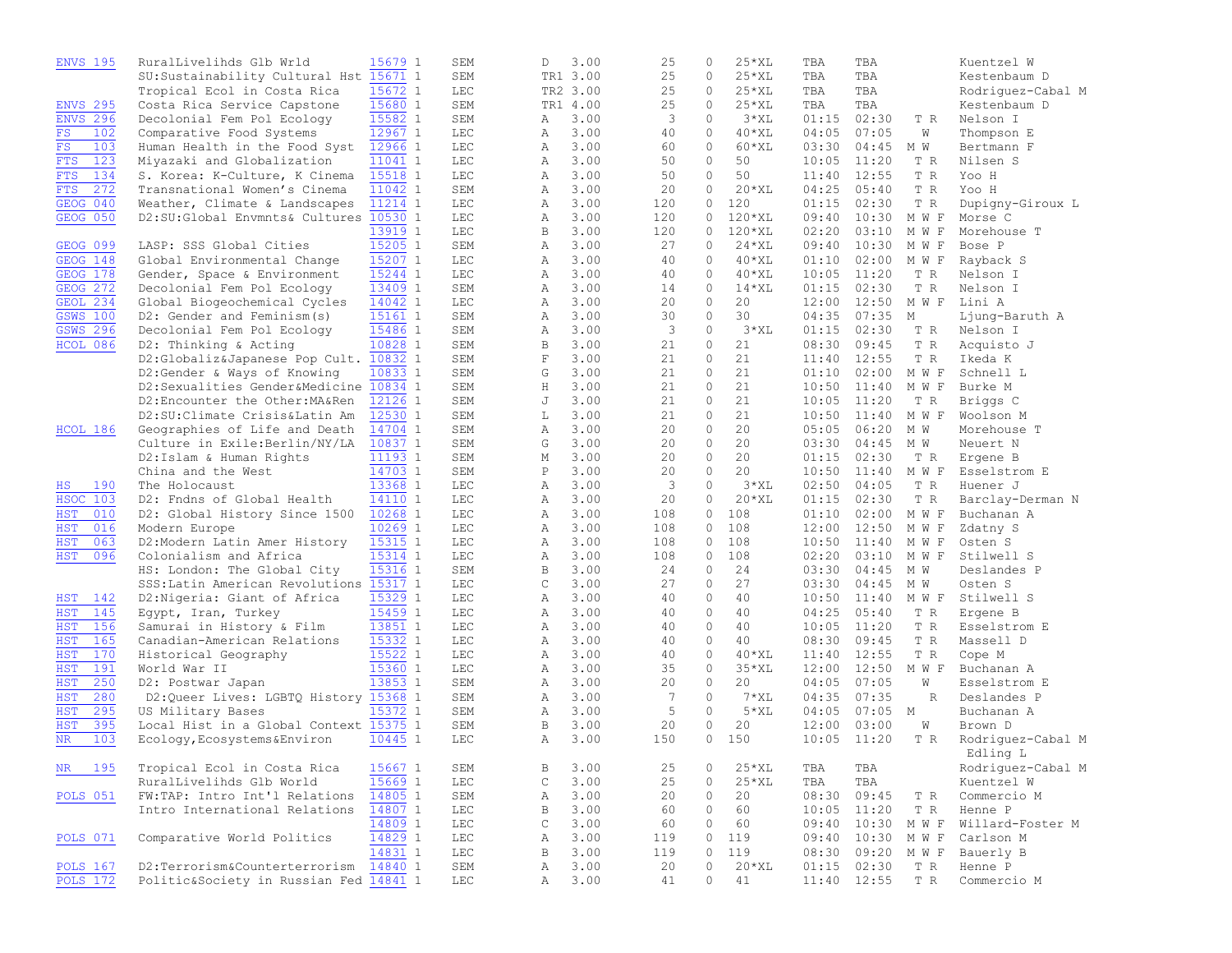| Course | Title | CRN | | Type | Sec | Credits | Max | Enrl | Avail | Start | End | Days | Instructor |
|---|---|---|---|---|---|---|---|---|---|---|---|---|---|
| ENVS 195 | RuralLivelihds Glb Wrld | 15679 | 1 | SEM | D | 3.00 | 25 | 0 | 25*XL | TBA | TBA | | Kuentzel W |
| | SU:Sustainability Cultural Hst | 15671 | 1 | SEM | TR1 | 3.00 | 25 | 0 | 25*XL | TBA | TBA | | Kestenbaum D |
| | Tropical Ecol in Costa Rica | 15672 | 1 | LEC | TR2 | 3.00 | 25 | 0 | 25*XL | TBA | TBA | | Rodriguez-Cabal M |
| ENVS 295 | Costa Rica Service Capstone | 15680 | 1 | SEM | TR1 | 4.00 | 25 | 0 | 25*XL | TBA | TBA | | Kestenbaum D |
| ENVS 296 | Decolonial Fem Pol Ecology | 15582 | 1 | SEM | A | 3.00 | 3 | 0 | 3*XL | 01:15 | 02:30 | T R | Nelson I |
| FS 102 | Comparative Food Systems | 12967 | 1 | LEC | A | 3.00 | 40 | 0 | 40*XL | 04:05 | 07:05 | W | Thompson E |
| FS 103 | Human Health in the Food Syst | 12966 | 1 | LEC | A | 3.00 | 60 | 0 | 60*XL | 03:30 | 04:45 | M W | Bertmann F |
| FTS 123 | Miyazaki and Globalization | 11041 | 1 | LEC | A | 3.00 | 50 | 0 | 50 | 10:05 | 11:20 | T R | Nilsen S |
| FTS 134 | S. Korea: K-Culture, K Cinema | 15518 | 1 | LEC | A | 3.00 | 50 | 0 | 50 | 11:40 | 12:55 | T R | Yoo H |
| FTS 272 | Transnational Women's Cinema | 11042 | 1 | SEM | A | 3.00 | 20 | 0 | 20*XL | 04:25 | 05:40 | T R | Yoo H |
| GEOG 040 | Weather, Climate & Landscapes | 11214 | 1 | LEC | A | 3.00 | 120 | 0 | 120 | 01:15 | 02:30 | T R | Dupigny-Giroux L |
| GEOG 050 | D2:SU:Global Envmnts& Cultures | 10530 | 1 | LEC | A | 3.00 | 120 | 0 | 120*XL | 09:40 | 10:30 | M W F | Morse C |
| | | 13919 | 1 | LEC | B | 3.00 | 120 | 0 | 120*XL | 02:20 | 03:10 | M W F | Morehouse T |
| GEOG 099 | LASP: SSS Global Cities | 15205 | 1 | SEM | A | 3.00 | 27 | 0 | 24*XL | 09:40 | 10:30 | M W F | Bose P |
| GEOG 148 | Global Environmental Change | 15207 | 1 | LEC | A | 3.00 | 40 | 0 | 40*XL | 01:10 | 02:00 | M W F | Rayback S |
| GEOG 178 | Gender, Space & Environment | 15244 | 1 | LEC | A | 3.00 | 40 | 0 | 40*XL | 10:05 | 11:20 | T R | Nelson I |
| GEOG 272 | Decolonial Fem Pol Ecology | 13409 | 1 | SEM | A | 3.00 | 14 | 0 | 14*XL | 01:15 | 02:30 | T R | Nelson I |
| GEOL 234 | Global Biogeochemical Cycles | 14042 | 1 | LEC | A | 3.00 | 20 | 0 | 20 | 12:00 | 12:50 | M W F | Lini A |
| GSWS 100 | D2: Gender and Feminism(s) | 15161 | 1 | SEM | A | 3.00 | 30 | 0 | 30 | 04:35 | 07:35 | M | Ljung-Baruth A |
| GSWS 296 | Decolonial Fem Pol Ecology | 15486 | 1 | SEM | A | 3.00 | 3 | 0 | 3*XL | 01:15 | 02:30 | T R | Nelson I |
| HCOL 086 | D2: Thinking & Acting | 10828 | 1 | SEM | B | 3.00 | 21 | 0 | 21 | 08:30 | 09:45 | T R | Acquisto J |
| | D2:Globaliz&Japanese Pop Cult. | 10832 | 1 | SEM | F | 3.00 | 21 | 0 | 21 | 11:40 | 12:55 | T R | Ikeda K |
| | D2:Gender & Ways of Knowing | 10833 | 1 | SEM | G | 3.00 | 21 | 0 | 21 | 01:10 | 02:00 | M W F | Schnell L |
| | D2:Sexualities Gender&Medicine | 10834 | 1 | SEM | H | 3.00 | 21 | 0 | 21 | 10:50 | 11:40 | M W F | Burke M |
| | D2:Encounter the Other:MA&Ren | 12126 | 1 | SEM | J | 3.00 | 21 | 0 | 21 | 10:05 | 11:20 | T R | Briggs C |
| | D2:SU:Climate Crisis&Latin Am | 12530 | 1 | SEM | L | 3.00 | 21 | 0 | 21 | 10:50 | 11:40 | M W F | Woolson M |
| HCOL 186 | Geographies of Life and Death | 14704 | 1 | SEM | A | 3.00 | 20 | 0 | 20 | 05:05 | 06:20 | M W | Morehouse T |
| | Culture in Exile:Berlin/NY/LA | 10837 | 1 | SEM | G | 3.00 | 20 | 0 | 20 | 03:30 | 04:45 | M W | Neuert N |
| | D2:Islam & Human Rights | 11193 | 1 | SEM | M | 3.00 | 20 | 0 | 20 | 01:15 | 02:30 | T R | Ergene B |
| | China and the West | 14703 | 1 | SEM | P | 3.00 | 20 | 0 | 20 | 10:50 | 11:40 | M W F | Esselstrom E |
| HS 190 | The Holocaust | 13368 | 1 | LEC | A | 3.00 | 3 | 0 | 3*XL | 02:50 | 04:05 | T R | Huener J |
| HSOC 103 | D2: Fndns of Global Health | 14110 | 1 | LEC | A | 3.00 | 20 | 0 | 20*XL | 01:15 | 02:30 | T R | Barclay-Derman N |
| HST 010 | D2: Global History Since 1500 | 10268 | 1 | LEC | A | 3.00 | 108 | 0 | 108 | 01:10 | 02:00 | M W F | Buchanan A |
| HST 016 | Modern Europe | 10269 | 1 | LEC | A | 3.00 | 108 | 0 | 108 | 12:00 | 12:50 | M W F | Zdatny S |
| HST 063 | D2:Modern Latin Amer History | 15315 | 1 | LEC | A | 3.00 | 108 | 0 | 108 | 10:50 | 11:40 | M W F | Osten S |
| HST 096 | Colonialism and Africa | 15314 | 1 | LEC | A | 3.00 | 108 | 0 | 108 | 02:20 | 03:10 | M W F | Stilwell S |
| | HS: London: The Global City | 15316 | 1 | SEM | B | 3.00 | 24 | 0 | 24 | 03:30 | 04:45 | M W | Deslandes P |
| | SSS:Latin American Revolutions | 15317 | 1 | LEC | C | 3.00 | 27 | 0 | 27 | 03:30 | 04:45 | M W | Osten S |
| HST 142 | D2:Nigeria: Giant of Africa | 15329 | 1 | LEC | A | 3.00 | 40 | 0 | 40 | 10:50 | 11:40 | M W F | Stilwell S |
| HST 145 | Egypt, Iran, Turkey | 15459 | 1 | LEC | A | 3.00 | 40 | 0 | 40 | 04:25 | 05:40 | T R | Ergene B |
| HST 156 | Samurai in History & Film | 13851 | 1 | LEC | A | 3.00 | 40 | 0 | 40 | 10:05 | 11:20 | T R | Esselstrom E |
| HST 165 | Canadian-American Relations | 15332 | 1 | LEC | A | 3.00 | 40 | 0 | 40 | 08:30 | 09:45 | T R | Massell D |
| HST 170 | Historical Geography | 15522 | 1 | LEC | A | 3.00 | 40 | 0 | 40*XL | 11:40 | 12:55 | T R | Cope M |
| HST 191 | World War II | 15360 | 1 | LEC | A | 3.00 | 35 | 0 | 35*XL | 12:00 | 12:50 | M W F | Buchanan A |
| HST 250 | D2: Postwar Japan | 13853 | 1 | SEM | A | 3.00 | 20 | 0 | 20 | 04:05 | 07:05 | W | Esselstrom E |
| HST 280 | D2:Queer Lives: LGBTQ History | 15368 | 1 | SEM | A | 3.00 | 7 | 0 | 7*XL | 04:35 | 07:35 | R | Deslandes P |
| HST 295 | US Military Bases | 15372 | 1 | SEM | A | 3.00 | 5 | 0 | 5*XL | 04:05 | 07:05 | M | Buchanan A |
| HST 395 | Local Hist in a Global Context | 15375 | 1 | SEM | B | 3.00 | 20 | 0 | 20 | 12:00 | 03:00 | W | Brown D |
| NR 103 | Ecology,Ecosystems&Environ | 10445 | 1 | LEC | A | 3.00 | 150 | 0 | 150 | 10:05 | 11:20 | T R | Rodriguez-Cabal M<br>Edling L |
| NR 195 | Tropical Ecol in Costa Rica | 15667 | 1 | SEM | B | 3.00 | 25 | 0 | 25*XL | TBA | TBA | | Rodriguez-Cabal M |
| | RuralLivelihds Glb World | 15669 | 1 | LEC | C | 3.00 | 25 | 0 | 25*XL | TBA | TBA | | Kuentzel W |
| POLS 051 | FW:TAP: Intro Int'l Relations | 14805 | 1 | SEM | A | 3.00 | 20 | 0 | 20 | 08:30 | 09:45 | T R | Commercio M |
| | Intro International Relations | 14807 | 1 | LEC | B | 3.00 | 60 | 0 | 60 | 10:05 | 11:20 | T R | Henne P |
| | | 14809 | 1 | LEC | C | 3.00 | 60 | 0 | 60 | 09:40 | 10:30 | M W F | Willard-Foster M |
| POLS 071 | Comparative World Politics | 14829 | 1 | LEC | A | 3.00 | 119 | 0 | 119 | 09:40 | 10:30 | M W F | Carlson M |
| | | 14831 | 1 | LEC | B | 3.00 | 119 | 0 | 119 | 08:30 | 09:20 | M W F | Bauerly B |
| POLS 167 | D2:Terrorism&Counterterrorism | 14840 | 1 | SEM | A | 3.00 | 20 | 0 | 20*XL | 01:15 | 02:30 | T R | Henne P |
| POLS 172 | Politic&Society in Russian Fed | 14841 | 1 | LEC | A | 3.00 | 41 | 0 | 41 | 11:40 | 12:55 | T R | Commercio M |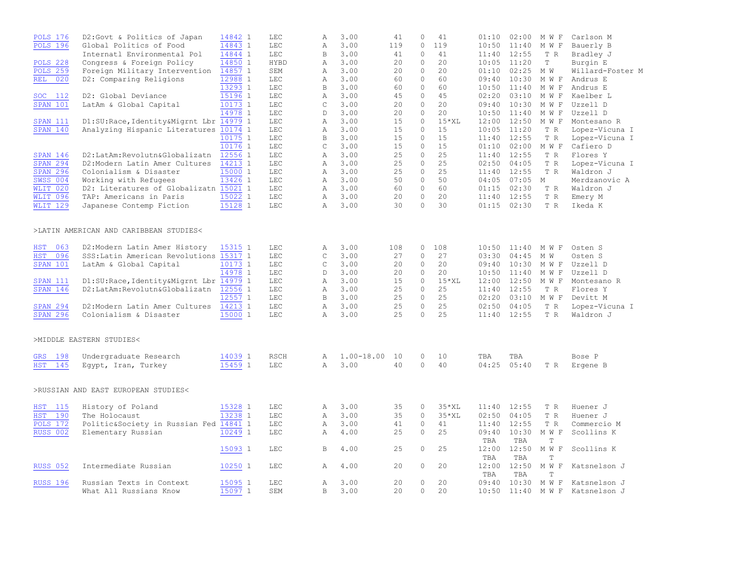| Course | Title | CRN | Type | Sec | Credits | Max | Enr | Avail | Start | End | Days | Instructor |
|---|---|---|---|---|---|---|---|---|---|---|---|---|
| POLS 176 | D2:Govt & Politics of Japan | 14842 1 | LEC | A | 3.00 | 41 | 0 | 41 | 01:10 | 02:00 | M W F | Carlson M |
| POLS 196 | Global Politics of Food | 14843 1 | LEC | A | 3.00 | 119 | 0 | 119 | 10:50 | 11:40 | M W F | Bauerly B |
| | Internatl Environmental Pol | 14844 1 | LEC | B | 3.00 | 41 | 0 | 41 | 11:40 | 12:55 | T R | Bradley J |
| POLS 228 | Congress & Foreign Policy | 14850 1 | HYBD | A | 3.00 | 20 | 0 | 20 | 10:05 | 11:20 | T | Burgin E |
| POLS 259 | Foreign Military Intervention | 14857 1 | SEM | A | 3.00 | 20 | 0 | 20 | 01:10 | 02:25 | M W | Willard-Foster M |
| REL 020 | D2: Comparing Religions | 12988 1 | LEC | A | 3.00 | 60 | 0 | 60 | 09:40 | 10:30 | M W F | Andrus E |
| | | 13293 1 | LEC | B | 3.00 | 60 | 0 | 60 | 10:50 | 11:40 | M W F | Andrus E |
| SOC 112 | D2: Global Deviance | 15196 1 | LEC | A | 3.00 | 45 | 0 | 45 | 02:20 | 03:10 | M W F | Kaelber L |
| SPAN 101 | LatAm & Global Capital | 10173 1 | LEC | C | 3.00 | 20 | 0 | 20 | 09:40 | 10:30 | M W F | Uzzell D |
| | | 14978 1 | LEC | D | 3.00 | 20 | 0 | 20 | 10:50 | 11:40 | M W F | Uzzell D |
| SPAN 111 | D1:SU:Race,Identity&Migrnt Lbr | 14979 1 | LEC | A | 3.00 | 15 | 0 | 15*XL | 12:00 | 12:50 | M W F | Montesano R |
| SPAN 140 | Analyzing Hispanic Literatures | 10174 1 | LEC | A | 3.00 | 15 | 0 | 15 | 10:05 | 11:20 | T R | Lopez-Vicuna I |
| | | 10175 1 | LEC | B | 3.00 | 15 | 0 | 15 | 11:40 | 12:55 | T R | Lopez-Vicuna I |
| | | 10176 1 | LEC | C | 3.00 | 15 | 0 | 15 | 01:10 | 02:00 | M W F | Cafiero D |
| SPAN 146 | D2:LatAm:Revolutn&Globalizatn | 12556 1 | LEC | A | 3.00 | 25 | 0 | 25 | 11:40 | 12:55 | T R | Flores Y |
| SPAN 294 | D2:Modern Latin Amer Cultures | 14213 1 | LEC | A | 3.00 | 25 | 0 | 25 | 02:50 | 04:05 | T R | Lopez-Vicuna I |
| SPAN 296 | Colonialism & Disaster | 15000 1 | LEC | A | 3.00 | 25 | 0 | 25 | 11:40 | 12:55 | T R | Waldron J |
| SWSS 004 | Working with Refugees | 13426 1 | LEC | A | 3.00 | 50 | 0 | 50 | 04:05 | 07:05 | M | Merdzanovic A |
| WLIT 020 | D2: Literatures of Globalizatn | 15021 1 | LEC | A | 3.00 | 60 | 0 | 60 | 01:15 | 02:30 | T R | Waldron J |
| WLIT 096 | TAP: Americans in Paris | 15022 1 | LEC | A | 3.00 | 20 | 0 | 20 | 11:40 | 12:55 | T R | Emery M |
| WLIT 129 | Japanese Contemp Fiction | 15128 1 | LEC | A | 3.00 | 30 | 0 | 30 | 01:15 | 02:30 | T R | Ikeda K |

>LATIN AMERICAN AND CARIBBEAN STUDIES<

| Course | Title | CRN | Type | Sec | Credits | Max | Enr | Avail | Start | End | Days | Instructor |
|---|---|---|---|---|---|---|---|---|---|---|---|---|
| HST 063 | D2:Modern Latin Amer History | 15315 1 | LEC | A | 3.00 | 108 | 0 | 108 | 10:50 | 11:40 | M W F | Osten S |
| HST 096 | SSS:Latin American Revolutions | 15317 1 | LEC | C | 3.00 | 27 | 0 | 27 | 03:30 | 04:45 | M W | Osten S |
| SPAN 101 | LatAm & Global Capital | 10173 1 | LEC | C | 3.00 | 20 | 0 | 20 | 09:40 | 10:30 | M W F | Uzzell D |
| | | 14978 1 | LEC | D | 3.00 | 20 | 0 | 20 | 10:50 | 11:40 | M W F | Uzzell D |
| SPAN 111 | D1:SU:Race,Identity&Migrnt Lbr | 14979 1 | LEC | A | 3.00 | 15 | 0 | 15*XL | 12:00 | 12:50 | M W F | Montesano R |
| SPAN 146 | D2:LatAm:Revolutn&Globalizatn | 12556 1 | LEC | A | 3.00 | 25 | 0 | 25 | 11:40 | 12:55 | T R | Flores Y |
| | | 12557 1 | LEC | B | 3.00 | 25 | 0 | 25 | 02:20 | 03:10 | M W F | Devitt M |
| SPAN 294 | D2:Modern Latin Amer Cultures | 14213 1 | LEC | A | 3.00 | 25 | 0 | 25 | 02:50 | 04:05 | T R | Lopez-Vicuna I |
| SPAN 296 | Colonialism & Disaster | 15000 1 | LEC | A | 3.00 | 25 | 0 | 25 | 11:40 | 12:55 | T R | Waldron J |

>MIDDLE EASTERN STUDIES<

| Course | Title | CRN | Type | Sec | Credits | Max | Enr | Avail | Start | End | Days | Instructor |
|---|---|---|---|---|---|---|---|---|---|---|---|---|
| GRS 198 | Undergraduate Research | 14039 1 | RSCH | A | 1.00-18.00 | 10 | 0 | 10 | TBA | TBA | | Bose P |
| HST 145 | Egypt, Iran, Turkey | 15459 1 | LEC | A | 3.00 | 40 | 0 | 40 | 04:25 | 05:40 | T R | Ergene B |

>RUSSIAN AND EAST EUROPEAN STUDIES<

| Course | Title | CRN | Type | Sec | Credits | Max | Enr | Avail | Start | End | Days | Instructor |
|---|---|---|---|---|---|---|---|---|---|---|---|---|
| HST 115 | History of Poland | 15328 1 | LEC | A | 3.00 | 35 | 0 | 35*XL | 11:40 | 12:55 | T R | Huener J |
| HST 190 | The Holocaust | 13238 1 | LEC | A | 3.00 | 35 | 0 | 35*XL | 02:50 | 04:05 | T R | Huener J |
| POLS 172 | Politic&Society in Russian Fed | 14841 1 | LEC | A | 3.00 | 41 | 0 | 41 | 11:40 | 12:55 | T R | Commercio M |
| RUSS 002 | Elementary Russian | 10249 1 | LEC | A | 4.00 | 25 | 0 | 25 | 09:40 | 10:30 | M W F | Scollins K |
| | | | | | | | | | TBA | TBA | T | |
| | | 15093 1 | LEC | B | 4.00 | 25 | 0 | 25 | 12:00 | 12:50 | M W F | Scollins K |
| | | | | | | | | | TBA | TBA | T | |
| RUSS 052 | Intermediate Russian | 10250 1 | LEC | A | 4.00 | 20 | 0 | 20 | 12:00 | 12:50 | M W F | Katsnelson J |
| | | | | | | | | | TBA | TBA | T | |
| RUSS 196 | Russian Texts in Context | 15095 1 | LEC | A | 3.00 | 20 | 0 | 20 | 09:40 | 10:30 | M W F | Katsnelson J |
| | What All Russians Know | 15097 1 | SEM | B | 3.00 | 20 | 0 | 20 | 10:50 | 11:40 | M W F | Katsnelson J |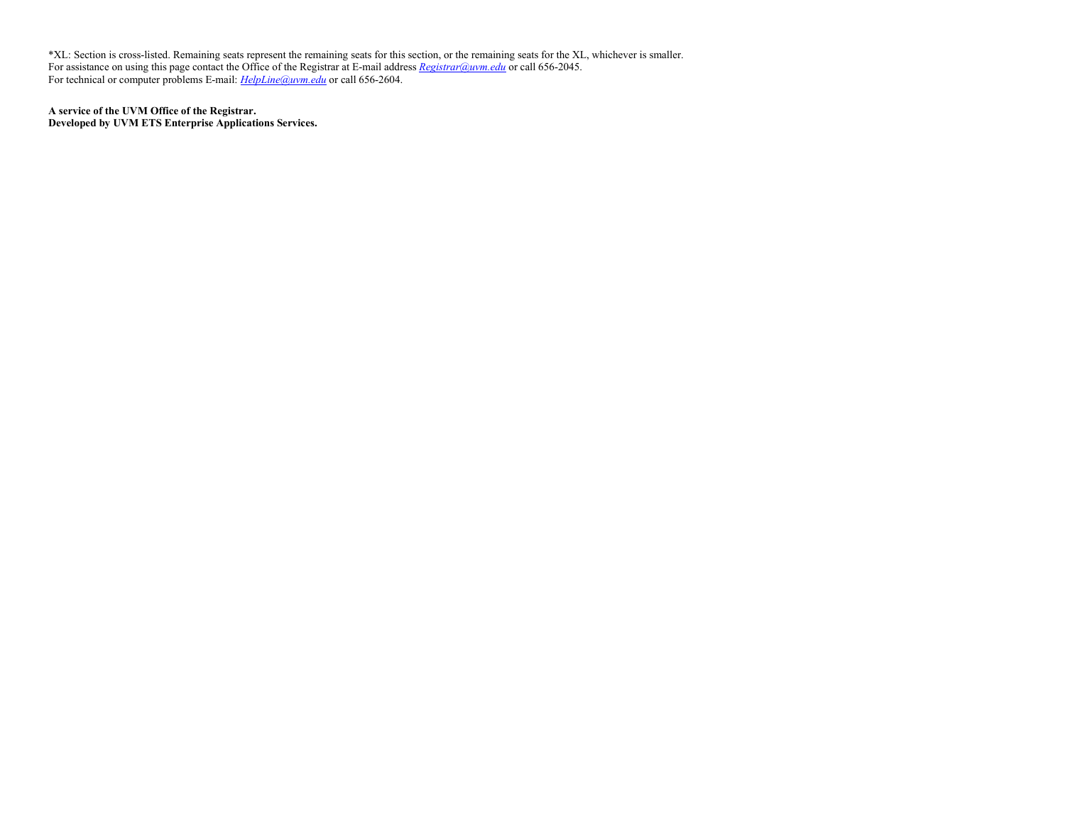*XL: Section is cross-listed. Remaining seats represent the remaining seats for this section, or the remaining seats for the XL, whichever is smaller.
For assistance on using this page contact the Office of the Registrar at E-mail address *Registrar@uvm.edu* or call 656-2045.
For technical or computer problems E-mail: *HelpLine@uvm.edu* or call 656-2604.

**A service of the UVM Office of the Registrar.**
**Developed by UVM ETS Enterprise Applications Services.**